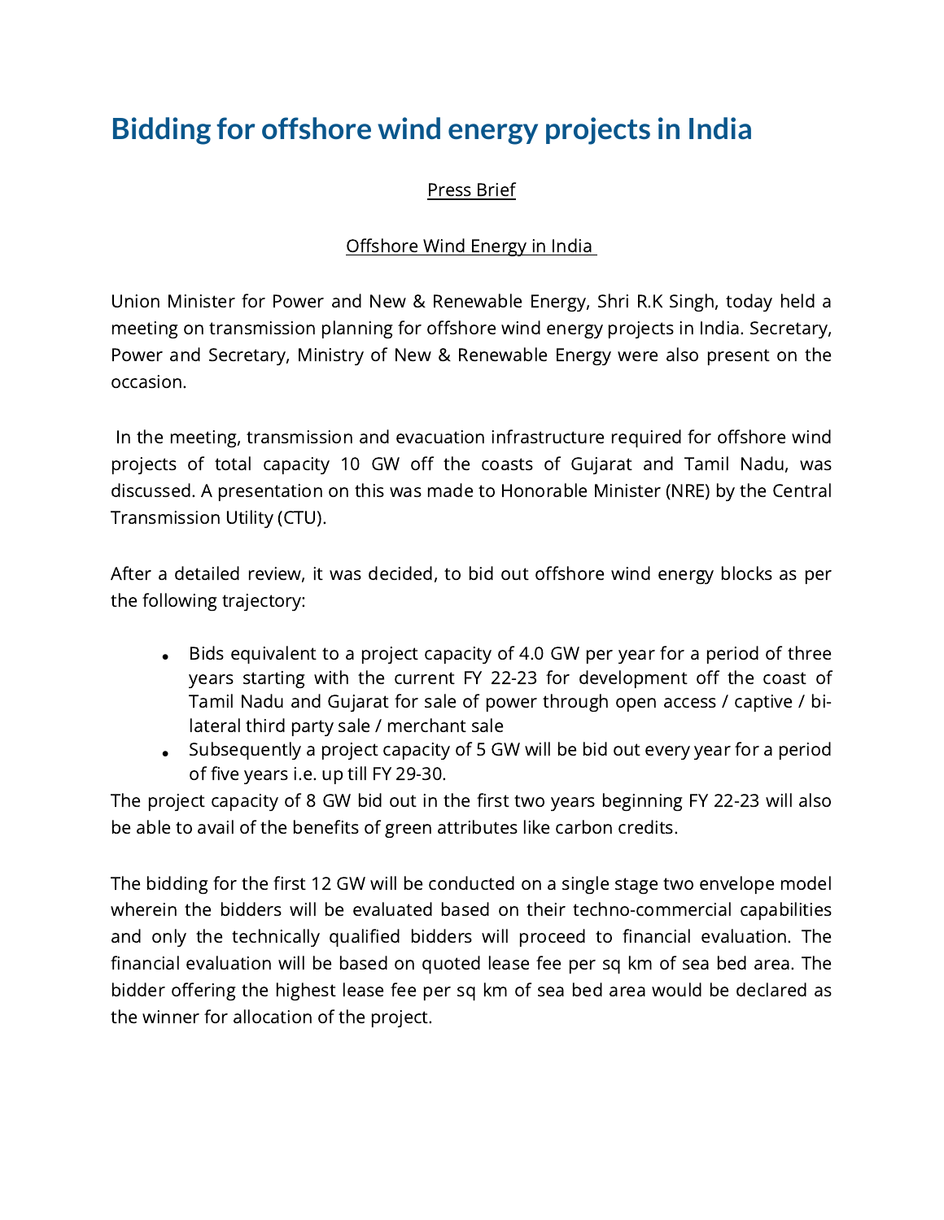# Bidding for offshore wind energy projects in India

Press Brief

Offshore Wind Energy in India

Union Minister for Power and New & Renewable Energy, Shri R.K Singh, today held a meeting on transmission planning for offshore wind energy projects in India. Secretary, Power and Secretary, Ministry of New & Renewable Energy were also present on the occasion.

In the meeting, transmission and evacuation infrastructure required for offshore wind projects of total capacity 10 GW off the coasts of Gujarat and Tamil Nadu, was discussed. A presentation on this was made to Honorable Minister (NRE) by the Central Transmission Utility (CTU).

After a detailed review, it was decided, to bid out offshore wind energy blocks as per the following trajectory:

- Bids equivalent to a project capacity of 4.0 GW per year for a period of three years starting with the current FY 22-23 for development off the coast of Tamil Nadu and Gujarat for sale of power through open access / captive / bi-lateral third party sale / merchant sale
- Subsequently a project capacity of 5 GW will be bid out every year for a period of five years i.e. up till FY 29-30.

The project capacity of 8 GW bid out in the first two years beginning FY 22-23 will also be able to avail of the benefits of green attributes like carbon credits.

The bidding for the first 12 GW will be conducted on a single stage two envelope model wherein the bidders will be evaluated based on their techno-commercial capabilities and only the technically qualified bidders will proceed to financial evaluation. The financial evaluation will be based on quoted lease fee per sq km of sea bed area. The bidder offering the highest lease fee per sq km of sea bed area would be declared as the winner for allocation of the project.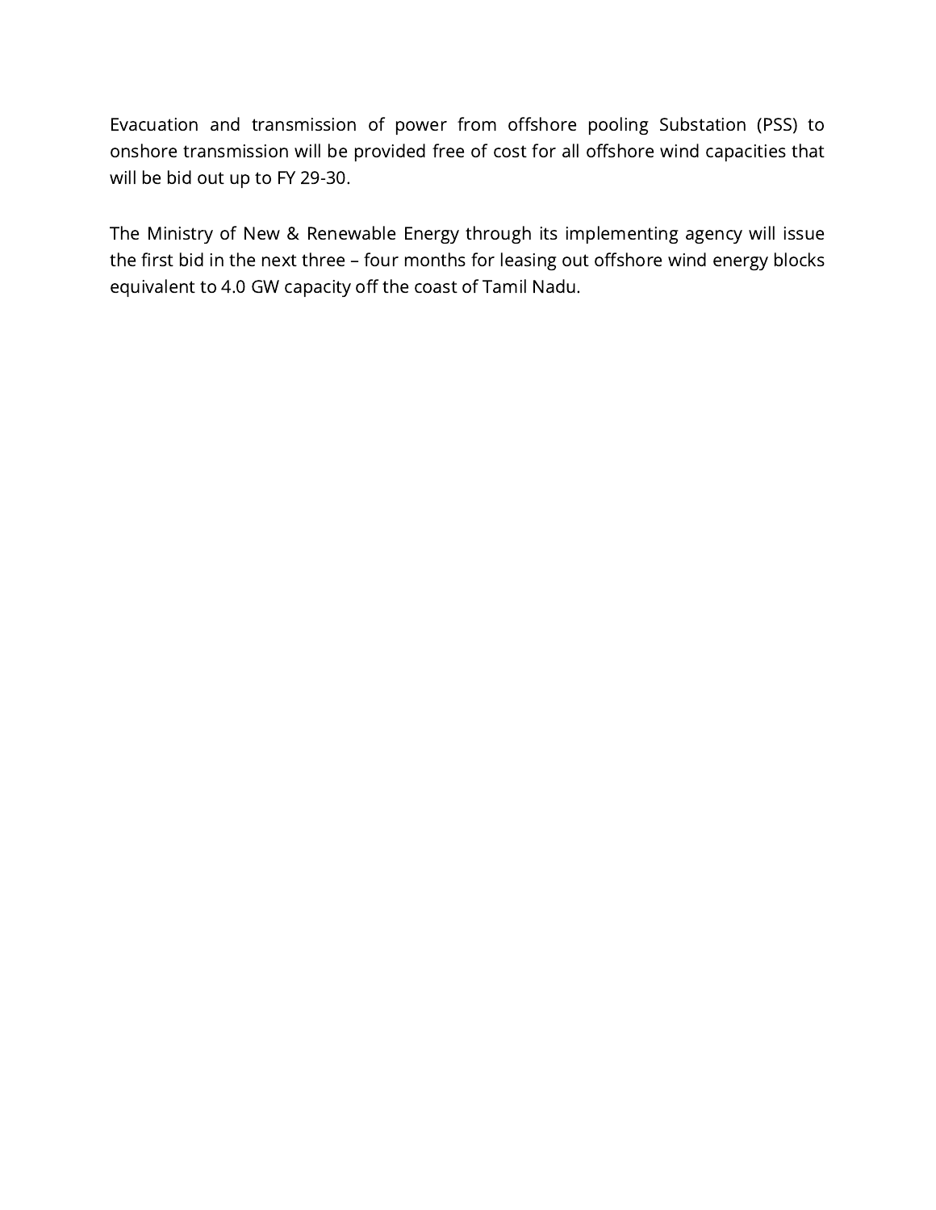Evacuation and transmission of power from offshore pooling Substation (PSS) to onshore transmission will be provided free of cost for all offshore wind capacities that will be bid out up to FY 29-30.

The Ministry of New & Renewable Energy through its implementing agency will issue the first bid in the next three – four months for leasing out offshore wind energy blocks equivalent to 4.0 GW capacity off the coast of Tamil Nadu.